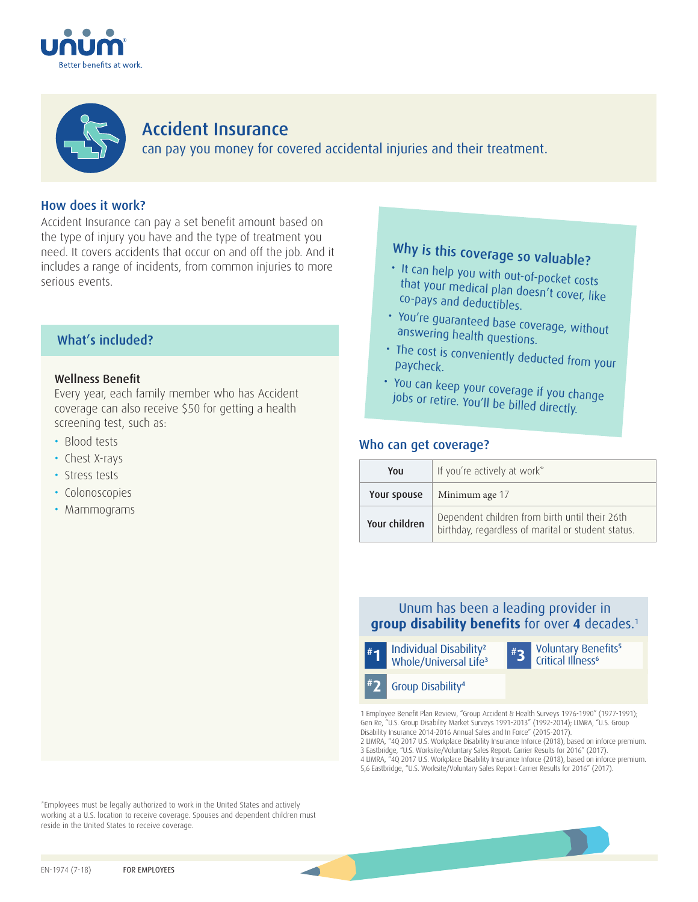unum
Better benefits at work.

# Accident Insurance

can pay you money for covered accidental injuries and their treatment.

## How does it work?

Accident Insurance can pay a set benefit amount based on the type of injury you have and the type of treatment you need. It covers accidents that occur on and off the job. And it includes a range of incidents, from common injuries to more serious events.

## What's included?

**Wellness Benefit**

Every year, each family member who has Accident coverage can also receive $50 for getting a health screening test, such as:

- Blood tests
- Chest X-rays
- Stress tests
- Colonoscopies
- Mammograms

## Why is this coverage so valuable?

- It can help you with out-of-pocket costs that your medical plan doesn't cover, like co-pays and deductibles.
- You're guaranteed base coverage, without answering health questions.
- The cost is conveniently deducted from your paycheck.
- You can keep your coverage if you change jobs or retire. You'll be billed directly.

## Who can get coverage?

| | |
|---|---|
| **You** | If you're actively at work* |
| **Your spouse** | Minimum age 17 |
| **Your children** | Dependent children from birth until their 26th birthday, regardless of marital or student status. |

Unum has been a leading provider in **group disability benefits** for over **4** decades.[1]

- **#1** Individual Disability[2], Whole/Universal Life[3]
- **#2** Group Disability[4]
- **#3** Voluntary Benefits[5], Critical Illness[6]

1 Employee Benefit Plan Review, "Group Accident & Health Surveys 1976-1990" (1977-1991); Gen Re, "U.S. Group Disability Market Surveys 1991-2013" (1992-2014); LIMRA, "U.S. Group Disability Insurance 2014-2016 Annual Sales and In Force" (2015-2017).
2 LIMRA, "4Q 2017 U.S. Workplace Disability Insurance Inforce (2018), based on inforce premium.
3 Eastbridge, "U.S. Worksite/Voluntary Sales Report: Carrier Results for 2016" (2017).
4 LIMRA, "4Q 2017 U.S. Workplace Disability Insurance Inforce (2018), based on inforce premium.
5,6 Eastbridge, "U.S. Worksite/Voluntary Sales Report: Carrier Results for 2016" (2017).

*Employees must be legally authorized to work in the United States and actively working at a U.S. location to receive coverage. Spouses and dependent children must reside in the United States to receive coverage.

EN-1974 (7-18) FOR EMPLOYEES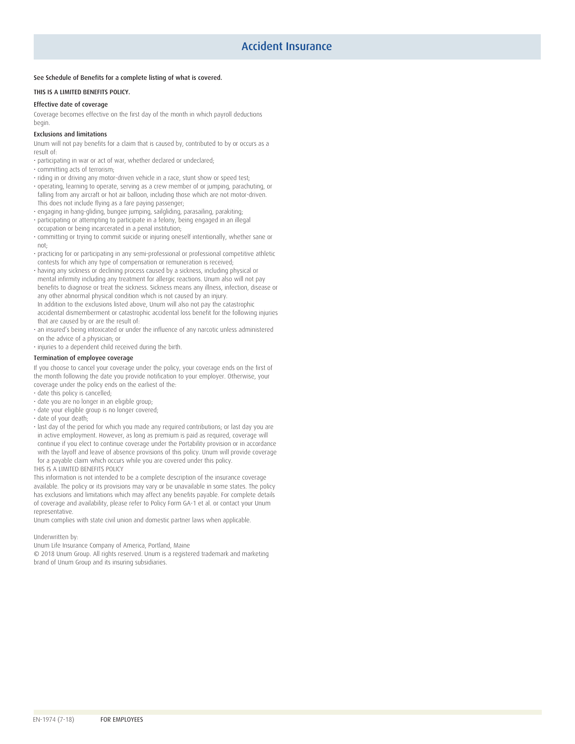# Accident Insurance

**See Schedule of Benefits for a complete listing of what is covered.**

THIS IS A LIMITED BENEFITS POLICY.

### Effective date of coverage

Coverage becomes effective on the first day of the month in which payroll deductions begin.

### Exclusions and limitations

Unum will not pay benefits for a claim that is caused by, contributed to by or occurs as a result of:

- participating in war or act of war, whether declared or undeclared;
- committing acts of terrorism;
- riding in or driving any motor-driven vehicle in a race, stunt show or speed test;
- operating, learning to operate, serving as a crew member of or jumping, parachuting, or falling from any aircraft or hot air balloon, including those which are not motor-driven. This does not include flying as a fare paying passenger;
- engaging in hang-gliding, bungee jumping, sailgliding, parasailing, parakiting;
- participating or attempting to participate in a felony, being engaged in an illegal occupation or being incarcerated in a penal institution;
- committing or trying to commit suicide or injuring oneself intentionally, whether sane or not;
- practicing for or participating in any semi-professional or professional competitive athletic contests for which any type of compensation or remuneration is received;
- having any sickness or declining process caused by a sickness, including physical or mental infirmity including any treatment for allergic reactions. Unum also will not pay benefits to diagnose or treat the sickness. Sickness means any illness, infection, disease or any other abnormal physical condition which is not caused by an injury.
  In addition to the exclusions listed above, Unum will also not pay the catastrophic accidental dismemberment or catastrophic accidental loss benefit for the following injuries that are caused by or are the result of:
- an insured's being intoxicated or under the influence of any narcotic unless administered on the advice of a physician; or
- injuries to a dependent child received during the birth.

### Termination of employee coverage

If you choose to cancel your coverage under the policy, your coverage ends on the first of the month following the date you provide notification to your employer. Otherwise, your coverage under the policy ends on the earliest of the:

- date this policy is cancelled;
- date you are no longer in an eligible group;
- date your eligible group is no longer covered;
- date of your death;
- last day of the period for which you made any required contributions; or last day you are in active employment. However, as long as premium is paid as required, coverage will continue if you elect to continue coverage under the Portability provision or in accordance with the layoff and leave of absence provisions of this policy. Unum will provide coverage for a payable claim which occurs while you are covered under this policy.

THIS IS A LIMITED BENEFITS POLICY

This information is not intended to be a complete description of the insurance coverage available. The policy or its provisions may vary or be unavailable in some states. The policy has exclusions and limitations which may affect any benefits payable. For complete details of coverage and availability, please refer to Policy Form GA-1 et al. or contact your Unum representative.

Unum complies with state civil union and domestic partner laws when applicable.

Underwritten by:

Unum Life Insurance Company of America, Portland, Maine

© 2018 Unum Group. All rights reserved. Unum is a registered trademark and marketing brand of Unum Group and its insuring subsidiaries.

EN-1974 (7-18) FOR EMPLOYEES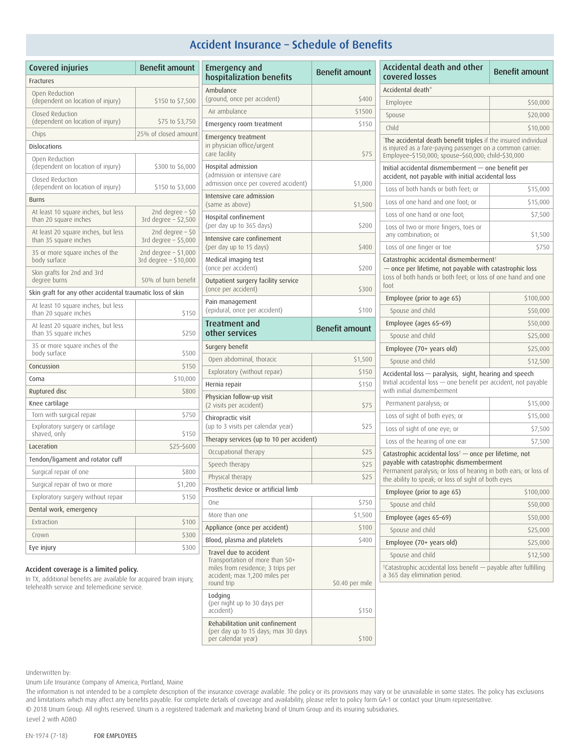# Accident Insurance – Schedule of Benefits

| Covered injuries | Benefit amount |
| --- | --- |
| **Fractures** | |
| Open Reduction (dependent on location of injury) | $150 to $7,500 |
| Closed Reduction (dependent on location of injury) | $75 to $3,750 |
| Chips | 25% of closed amount |
| **Dislocations** | |
| Open Reduction (dependent on location of injury) | $300 to $6,000 |
| Closed Reduction (dependent on location of injury) | $150 to $3,000 |
| **Burns** | |
| At least 10 square inches, but less than 20 square inches | 2nd degree – $0<br>3rd degree – $2,500 |
| At least 20 square inches, but less than 35 square inches | 2nd degree – $0<br>3rd degree – $5,000 |
| 35 or more square inches of the body surface | 2nd degree – $1,000<br>3rd degree – $10,000 |
| Skin grafts for 2nd and 3rd degree burns | 50% of burn benefit |
| **Skin graft for any other accidental traumatic loss of skin** | |
| At least 10 square inches, but less than 20 square inches | $150 |
| At least 20 square inches, but less than 35 square inches | $250 |
| 35 or more square inches of the body surface | $500 |
| **Concussion** | $150 |
| **Coma** | $10,000 |
| **Ruptured disc** | $800 |
| **Knee cartilage** | |
| Torn with surgical repair | $750 |
| Exploratory surgery or cartilage shaved, only | $150 |
| **Laceration** | $25–$600 |
| **Tendon/ligament and rotator cuff** | |
| Surgical repair of one | $800 |
| Surgical repair of two or more | $1,200 |
| Exploratory surgery without repair | $150 |
| **Dental work, emergency** | |
| Extraction | $100 |
| Crown | $300 |
| **Eye injury** | $300 |

**Accident coverage is a limited policy.**

In TX, additional benefits are available for acquired brain injury, telehealth service and telemedicine service.

| Emergency and hospitalization benefits | Benefit amount |
| --- | --- |
| Ambulance (ground, once per accident) | $400 |
| Air ambulance | $1500 |
| Emergency room treatment | $150 |
| Emergency treatment in physician office/urgent care facility | $75 |
| Hospital admission (admission or intensive care admission once per covered accident) | $1,000 |
| Intensive care admission (same as above) | $1,500 |
| Hospital confinement (per day up to 365 days) | $200 |
| Intensive care confinement (per day up to 15 days) | $400 |
| Medical imaging test (once per accident) | $200 |
| Outpatient surgery facility service (once per accident) | $300 |
| Pain management (epidural, once per accident) | $100 |

| Treatment and other services | Benefit amount |
| --- | --- |
| **Surgery benefit** | |
| Open abdominal, thoracic | $1,500 |
| Exploratory (without repair) | $150 |
| **Hernia repair** | $150 |
| **Physician follow-up visit** (2 visits per accident) | $75 |
| **Chiropractic visit** (up to 3 visits per calendar year) | $25 |
| **Therapy services (up to 10 per accident)** | |
| Occupational therapy | $25 |
| Speech therapy | $25 |
| Physical therapy | $25 |
| **Prosthetic device or artificial limb** | |
| One | $750 |
| More than one | $1,500 |
| **Appliance (once per accident)** | $100 |
| **Blood, plasma and platelets** | $400 |
| **Travel due to accident** Transportation of more than 50+ miles from residence; 3 trips per accident; max 1,200 miles per round trip | $0.40 per mile |
| **Lodging** (per night up to 30 days per accident) | $150 |
| **Rehabilitation unit confinement** (per day up to 15 days; max 30 days per calendar year) | $100 |

| Accidental death and other covered losses | Benefit amount |
| --- | --- |
| **Accidental death*** | |
| Employee | $50,000 |
| Spouse | $20,000 |
| Child | $10,000 |
| *The accidental death benefit triples if the insured individual is injured as a fare-paying passenger on a common carrier: Employee–$150,000; spouse–$60,000; child–$30,000 | |
| **Initial accidental dismemberment — one benefit per accident, not payable with initial accidental loss** | |
| Loss of both hands or both feet; or | $15,000 |
| Loss of one hand and one foot; or | $15,000 |
| Loss of one hand or one foot; | $7,500 |
| Loss of two or more fingers, toes or any combination; or | $1,500 |
| Loss of one finger or toe | $750 |
| **Catastrophic accidental dismemberment† — once per lifetime, not payable with catastrophic loss** Loss of both hands or both feet; or loss of one hand and one foot | |
| Employee (prior to age 65) | $100,000 |
| Spouse and child | $50,000 |
| Employee (ages 65–69) | $50,000 |
| Spouse and child | $25,000 |
| Employee (70+ years old) | $25,000 |
| Spouse and child | $12,500 |
| **Accidental loss — paralysis, sight, hearing and speech** Initial accidental loss — one benefit per accident, not payable with initial dismemberment | |
| Permanent paralysis; or | $15,000 |
| Loss of sight of both eyes; or | $15,000 |
| Loss of sight of one eye; or | $7,500 |
| Loss of the hearing of one ear | $7,500 |
| **Catastrophic accidental loss† — once per lifetime, not payable with catastrophic dismemberment** Permanent paralysis; or loss of hearing in both ears; or loss of the ability to speak; or loss of sight of both eyes | |
| Employee (prior to age 65) | $100,000 |
| Spouse and child | $50,000 |
| Employee (ages 65–69) | $50,000 |
| Spouse and child | $25,000 |
| Employee (70+ years old) | $25,000 |
| Spouse and child | $12,500 |
| †Catastrophic accidental loss benefit — payable after fulfilling a 365 day elimination period. | |

Underwritten by:

Unum Life Insurance Company of America, Portland, Maine

The information is not intended to be a complete description of the insurance coverage available. The policy or its provisions may vary or be unavailable in some states. The policy has exclusions and limitations which may affect any benefits payable. For complete details of coverage and availability, please refer to policy form GA-1 or contact your Unum representative.

© 2018 Unum Group. All rights reserved. Unum is a registered trademark and marketing brand of Unum Group and its insuring subsidiaries.

Level 2 with AD&D

EN-1974 (7-18) FOR EMPLOYEES